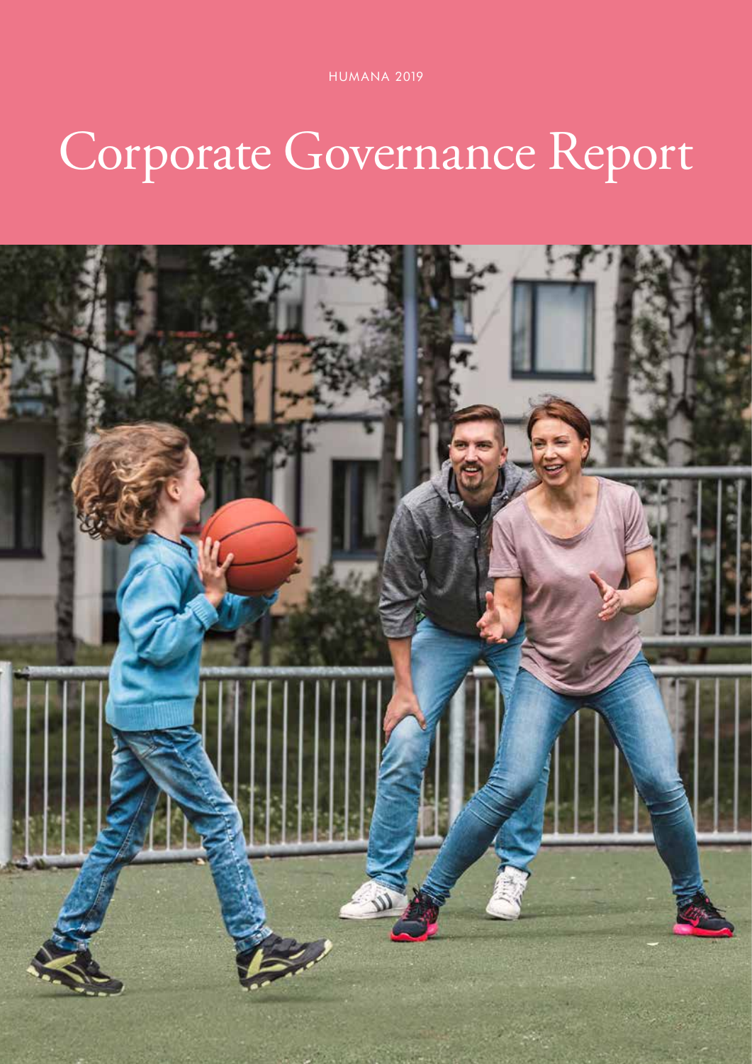HUMANA 2019

# Corporate Governance Report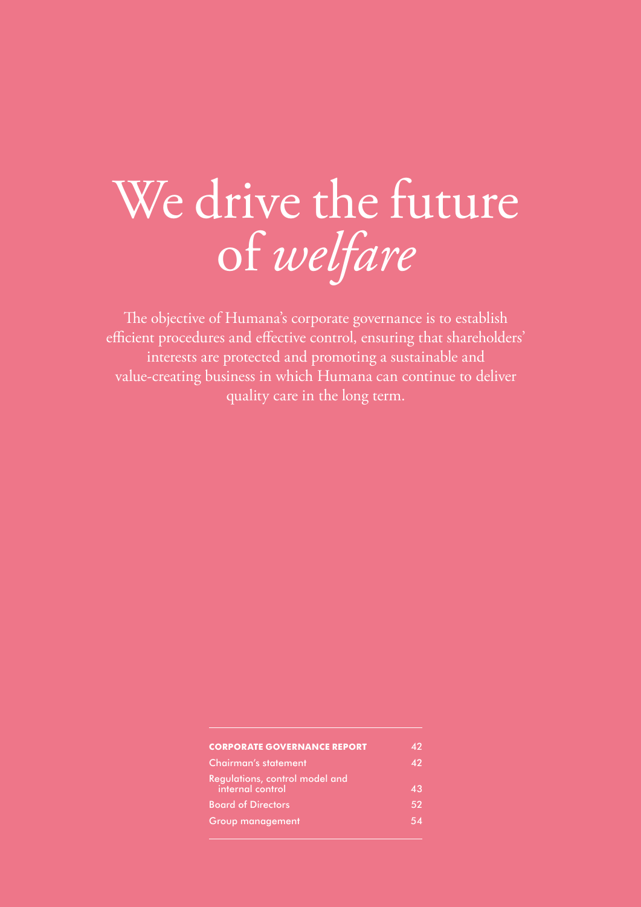# We drive the future of *welfare*

The objective of Humana's corporate governance is to establish efficient procedures and effective control, ensuring that shareholders' interests are protected and promoting a sustainable and value-creating business in which Humana can continue to deliver quality care in the long term.

| **CORPORATE GOVERNANCE REPORT** | 42 |
| --- | --- |
| Chairman's statement | 42 |
| Regulations, control model and internal control | 43 |
| Board of Directors | 52 |
| Group management | 54 |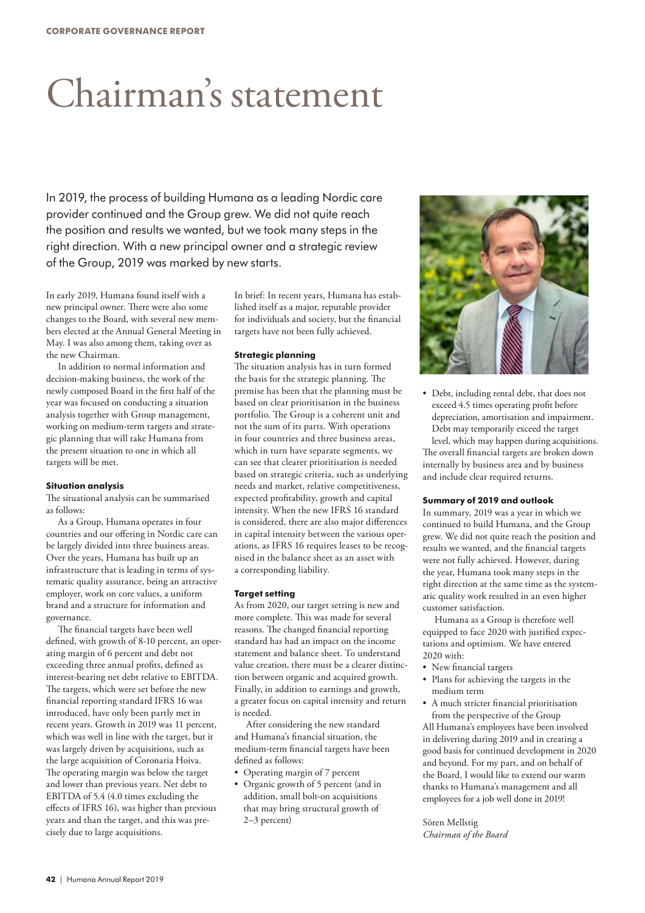# Chairman's statement

In 2019, the process of building Humana as a leading Nordic care provider continued and the Group grew. We did not quite reach the position and results we wanted, but we took many steps in the right direction. With a new principal owner and a strategic review of the Group, 2019 was marked by new starts.

In early 2019, Humana found itself with a new principal owner. There were also some changes to the Board, with several new members elected at the Annual General Meeting in May. I was also among them, taking over as the new Chairman.

In addition to normal information and decision-making business, the work of the newly composed Board in the first half of the year was focused on conducting a situation analysis together with Group management, working on medium-term targets and strategic planning that will take Humana from the present situation to one in which all targets will be met.

**Situation analysis**

The situational analysis can be summarised as follows:

As a Group, Humana operates in four countries and our offering in Nordic care can be largely divided into three business areas. Over the years, Humana has built up an infrastructure that is leading in terms of systematic quality assurance, being an attractive employer, work on core values, a uniform brand and a structure for information and governance.

The financial targets have been well defined, with growth of 8-10 percent, an operating margin of 6 percent and debt not exceeding three annual profits, defined as interest-bearing net debt relative to EBITDA. The targets, which were set before the new financial reporting standard IFRS 16 was introduced, have only been partly met in recent years. Growth in 2019 was 11 percent, which was well in line with the target, but it was largely driven by acquisitions, such as the large acquisition of Coronaria Hoiva. The operating margin was below the target and lower than previous years. Net debt to EBITDA of 5.4 (4.0 times excluding the effects of IFRS 16), was higher than previous years and than the target, and this was precisely due to large acquisitions.

In brief: In recent years, Humana has established itself as a major, reputable provider for individuals and society, but the financial targets have not been fully achieved.

**Strategic planning**

The situation analysis has in turn formed the basis for the strategic planning. The premise has been that the planning must be based on clear prioritisation in the business portfolio. The Group is a coherent unit and not the sum of its parts. With operations in four countries and three business areas, which in turn have separate segments, we can see that clearer prioritisation is needed based on strategic criteria, such as underlying needs and market, relative competitiveness, expected profitability, growth and capital intensity. When the new IFRS 16 standard is considered, there are also major differences in capital intensity between the various operations, as IFRS 16 requires leases to be recognised in the balance sheet as an asset with a corresponding liability.

**Target setting**

As from 2020, our target setting is new and more complete. This was made for several reasons. The changed financial reporting standard has had an impact on the income statement and balance sheet. To understand value creation, there must be a clearer distinction between organic and acquired growth. Finally, in addition to earnings and growth, a greater focus on capital intensity and return is needed.

After considering the new standard and Humana's financial situation, the medium-term financial targets have been defined as follows:

- Operating margin of 7 percent
- Organic growth of 5 percent (and in addition, small bolt-on acquisitions that may bring structural growth of 2–3 percent)
- Debt, including rental debt, that does not exceed 4.5 times operating profit before depreciation, amortisation and impairment. Debt may temporarily exceed the target level, which may happen during acquisitions.

The overall financial targets are broken down internally by business area and by business and include clear required returns.

**Summary of 2019 and outlook**

In summary, 2019 was a year in which we continued to build Humana, and the Group grew. We did not quite reach the position and results we wanted, and the financial targets were not fully achieved. However, during the year, Humana took many steps in the right direction at the same time as the systematic quality work resulted in an even higher customer satisfaction.

Humana as a Group is therefore well equipped to face 2020 with justified expectations and optimism. We have entered 2020 with:

- New financial targets
- Plans for achieving the targets in the medium term
- A much stricter financial prioritisation from the perspective of the Group

All Humana's employees have been involved in delivering during 2019 and in creating a good basis for continued development in 2020 and beyond. For my part, and on behalf of the Board, I would like to extend our warm thanks to Humana's management and all employees for a job well done in 2019!

Sören Mellstig
*Chairman of the Board*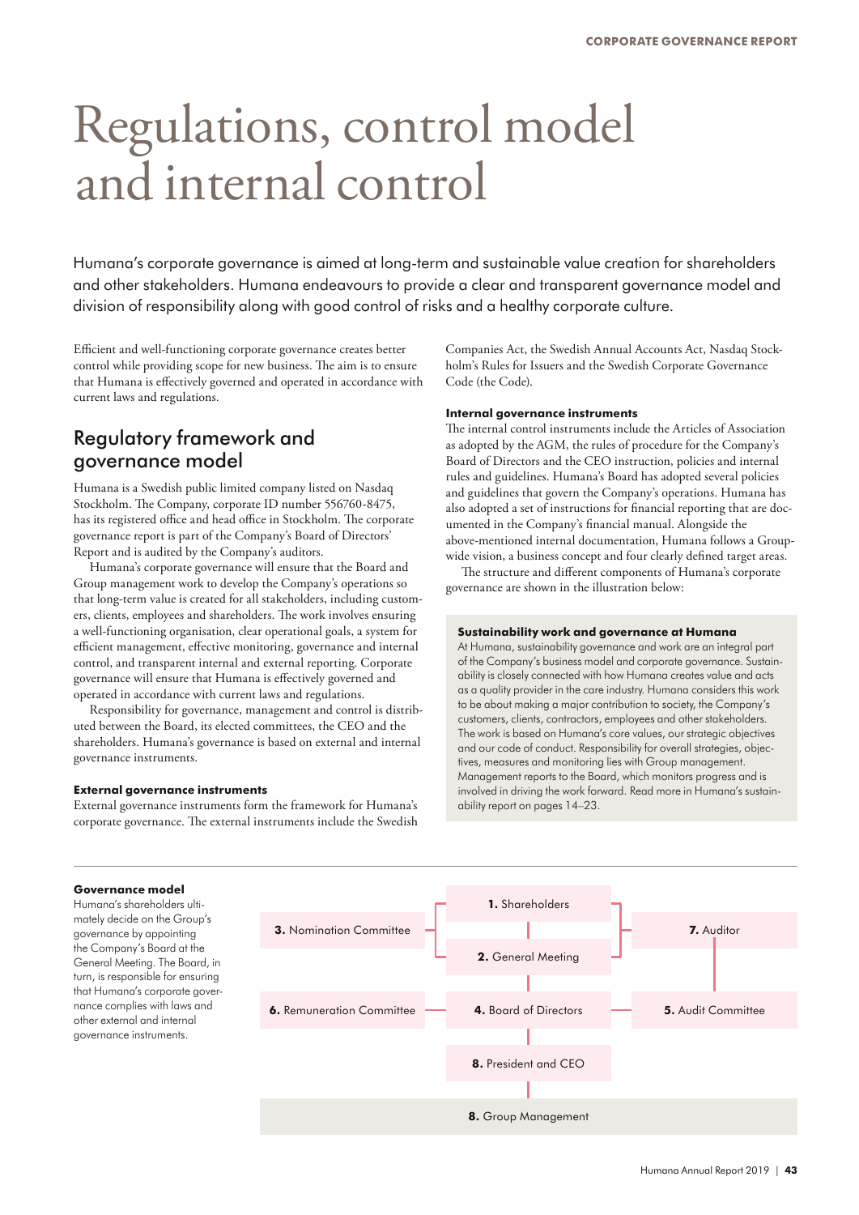# Regulations, control model and internal control

Humana's corporate governance is aimed at long-term and sustainable value creation for shareholders and other stakeholders. Humana endeavours to provide a clear and transparent governance model and division of responsibility along with good control of risks and a healthy corporate culture.

Efficient and well-functioning corporate governance creates better control while providing scope for new business. The aim is to ensure that Humana is effectively governed and operated in accordance with current laws and regulations.

## Regulatory framework and governance model

Humana is a Swedish public limited company listed on Nasdaq Stockholm. The Company, corporate ID number 556760-8475, has its registered office and head office in Stockholm. The corporate governance report is part of the Company's Board of Directors' Report and is audited by the Company's auditors.

Humana's corporate governance will ensure that the Board and Group management work to develop the Company's operations so that long-term value is created for all stakeholders, including customers, clients, employees and shareholders. The work involves ensuring a well-functioning organisation, clear operational goals, a system for efficient management, effective monitoring, governance and internal control, and transparent internal and external reporting. Corporate governance will ensure that Humana is effectively governed and operated in accordance with current laws and regulations.

Responsibility for governance, management and control is distributed between the Board, its elected committees, the CEO and the shareholders. Humana's governance is based on external and internal governance instruments.

### External governance instruments

External governance instruments form the framework for Humana's corporate governance. The external instruments include the Swedish Companies Act, the Swedish Annual Accounts Act, Nasdaq Stockholm's Rules for Issuers and the Swedish Corporate Governance Code (the Code).

### Internal governance instruments

The internal control instruments include the Articles of Association as adopted by the AGM, the rules of procedure for the Company's Board of Directors and the CEO instruction, policies and internal rules and guidelines. Humana's Board has adopted several policies and guidelines that govern the Company's operations. Humana has also adopted a set of instructions for financial reporting that are documented in the Company's financial manual. Alongside the above-mentioned internal documentation, Humana follows a Group-wide vision, a business concept and four clearly defined target areas.

The structure and different components of Humana's corporate governance are shown in the illustration below:

### Sustainability work and governance at Humana

At Humana, sustainability governance and work are an integral part of the Company's business model and corporate governance. Sustainability is closely connected with how Humana creates value and acts as a quality provider in the care industry. Humana considers this work to be about making a major contribution to society, the Company's customers, clients, contractors, employees and other stakeholders. The work is based on Humana's core values, our strategic objectives and our code of conduct. Responsibility for overall strategies, objectives, measures and monitoring lies with Group management. Management reports to the Board, which monitors progress and is involved in driving the work forward. Read more in Humana's sustainability report on pages 14–23.

### Governance model

Humana's shareholders ultimately decide on the Group's governance by appointing the Company's Board at the General Meeting. The Board, in turn, is responsible for ensuring that Humana's corporate governance complies with laws and other external and internal governance instruments.

- **1.** Shareholders
- **2.** General Meeting
- **3.** Nomination Committee
- **4.** Board of Directors
- **5.** Audit Committee
- **6.** Remuneration Committee
- **7.** Auditor
- **8.** President and CEO
- **8.** Group Management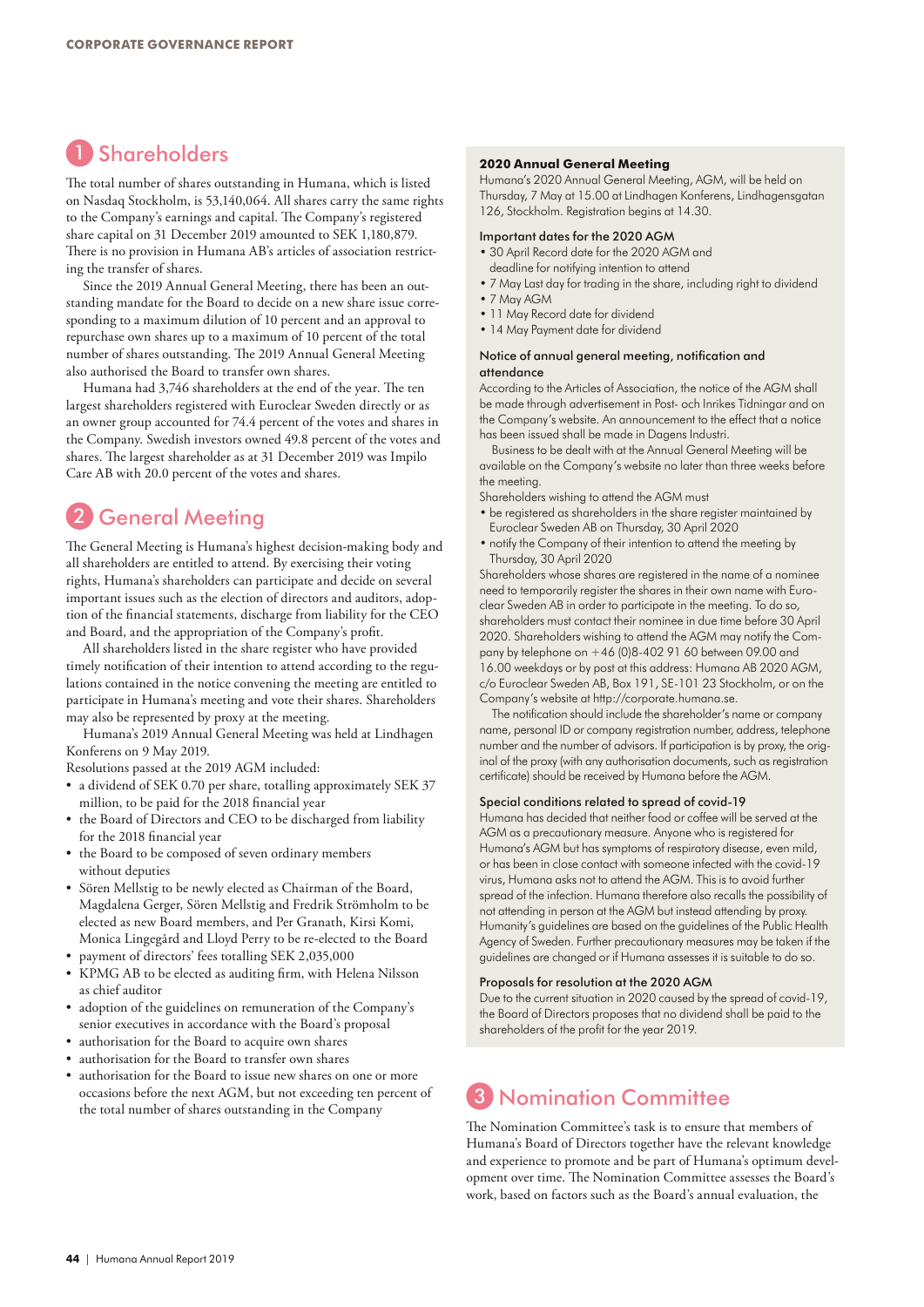## 1 Shareholders

The total number of shares outstanding in Humana, which is listed on Nasdaq Stockholm, is 53,140,064. All shares carry the same rights to the Company's earnings and capital. The Company's registered share capital on 31 December 2019 amounted to SEK 1,180,879. There is no provision in Humana AB's articles of association restricting the transfer of shares.

Since the 2019 Annual General Meeting, there has been an outstanding mandate for the Board to decide on a new share issue corresponding to a maximum dilution of 10 percent and an approval to repurchase own shares up to a maximum of 10 percent of the total number of shares outstanding. The 2019 Annual General Meeting also authorised the Board to transfer own shares.

Humana had 3,746 shareholders at the end of the year. The ten largest shareholders registered with Euroclear Sweden directly or as an owner group accounted for 74.4 percent of the votes and shares in the Company. Swedish investors owned 49.8 percent of the votes and shares. The largest shareholder as at 31 December 2019 was Impilo Care AB with 20.0 percent of the votes and shares.

## 2 General Meeting

The General Meeting is Humana's highest decision-making body and all shareholders are entitled to attend. By exercising their voting rights, Humana's shareholders can participate and decide on several important issues such as the election of directors and auditors, adoption of the financial statements, discharge from liability for the CEO and Board, and the appropriation of the Company's profit.

All shareholders listed in the share register who have provided timely notification of their intention to attend according to the regulations contained in the notice convening the meeting are entitled to participate in Humana's meeting and vote their shares. Shareholders may also be represented by proxy at the meeting.

Humana's 2019 Annual General Meeting was held at Lindhagen Konferens on 9 May 2019.

Resolutions passed at the 2019 AGM included:

- a dividend of SEK 0.70 per share, totalling approximately SEK 37 million, to be paid for the 2018 financial year
- the Board of Directors and CEO to be discharged from liability for the 2018 financial year
- the Board to be composed of seven ordinary members without deputies
- Sören Mellstig to be newly elected as Chairman of the Board, Magdalena Gerger, Sören Mellstig and Fredrik Strömholm to be elected as new Board members, and Per Granath, Kirsi Komi, Monica Lingegård and Lloyd Perry to be re-elected to the Board
- payment of directors' fees totalling SEK 2,035,000
- KPMG AB to be elected as auditing firm, with Helena Nilsson as chief auditor
- adoption of the guidelines on remuneration of the Company's senior executives in accordance with the Board's proposal
- authorisation for the Board to acquire own shares
- authorisation for the Board to transfer own shares
- authorisation for the Board to issue new shares on one or more occasions before the next AGM, but not exceeding ten percent of the total number of shares outstanding in the Company

### 2020 Annual General Meeting

Humana's 2020 Annual General Meeting, AGM, will be held on Thursday, 7 May at 15.00 at Lindhagen Konferens, Lindhagensgatan 126, Stockholm. Registration begins at 14.30.

#### Important dates for the 2020 AGM

- 30 April Record date for the 2020 AGM and deadline for notifying intention to attend
- 7 May Last day for trading in the share, including right to dividend
- 7 May AGM
- 11 May Record date for dividend
- 14 May Payment date for dividend

#### Notice of annual general meeting, notification and attendance

According to the Articles of Association, the notice of the AGM shall be made through advertisement in Post- och Inrikes Tidningar and on the Company's website. An announcement to the effect that a notice has been issued shall be made in Dagens Industri.

Business to be dealt with at the Annual General Meeting will be available on the Company's website no later than three weeks before the meeting.

Shareholders wishing to attend the AGM must

- be registered as shareholders in the share register maintained by Euroclear Sweden AB on Thursday, 30 April 2020
- notify the Company of their intention to attend the meeting by Thursday, 30 April 2020

Shareholders whose shares are registered in the name of a nominee need to temporarily register the shares in their own name with Euroclear Sweden AB in order to participate in the meeting. To do so, shareholders must contact their nominee in due time before 30 April 2020. Shareholders wishing to attend the AGM may notify the Company by telephone on +46 (0)8-402 91 60 between 09.00 and 16.00 weekdays or by post at this address: Humana AB 2020 AGM, c/o Euroclear Sweden AB, Box 191, SE-101 23 Stockholm, or on the Company's website at http://corporate.humana.se.

The notification should include the shareholder's name or company name, personal ID or company registration number, address, telephone number and the number of advisors. If participation is by proxy, the original of the proxy (with any authorisation documents, such as registration certificate) should be received by Humana before the AGM.

#### Special conditions related to spread of covid-19

Humana has decided that neither food or coffee will be served at the AGM as a precautionary measure. Anyone who is registered for Humana's AGM but has symptoms of respiratory disease, even mild, or has been in close contact with someone infected with the covid-19 virus, Humana asks not to attend the AGM. This is to avoid further spread of the infection. Humana therefore also recalls the possibility of not attending in person at the AGM but instead attending by proxy. Humanity's guidelines are based on the guidelines of the Public Health Agency of Sweden. Further precautionary measures may be taken if the guidelines are changed or if Humana assesses it is suitable to do so.

#### Proposals for resolution at the 2020 AGM

Due to the current situation in 2020 caused by the spread of covid-19, the Board of Directors proposes that no dividend shall be paid to the shareholders of the profit for the year 2019.

## 3 Nomination Committee

The Nomination Committee's task is to ensure that members of Humana's Board of Directors together have the relevant knowledge and experience to promote and be part of Humana's optimum development over time. The Nomination Committee assesses the Board's work, based on factors such as the Board's annual evaluation, the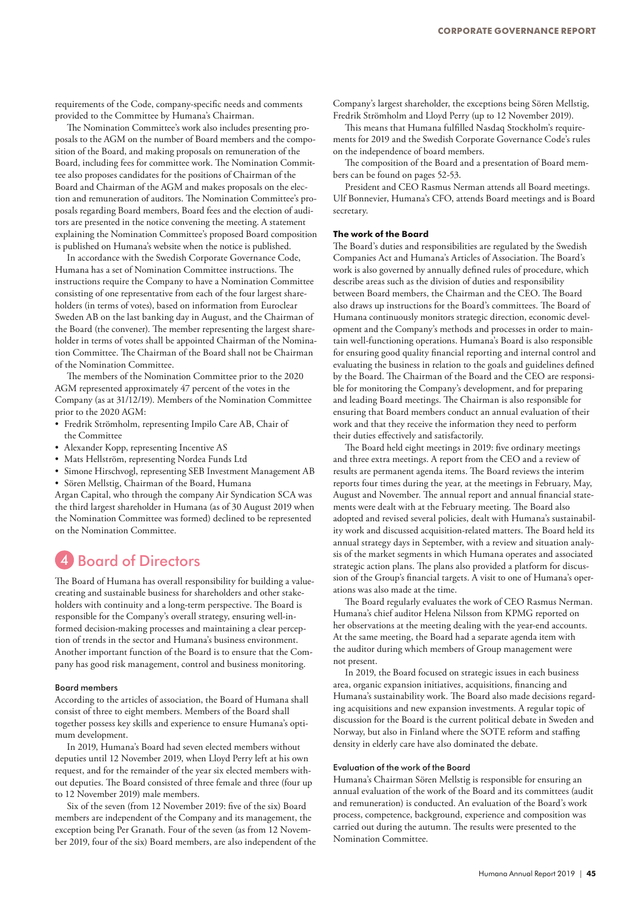requirements of the Code, company-specific needs and comments provided to the Committee by Humana's Chairman.

The Nomination Committee's work also includes presenting proposals to the AGM on the number of Board members and the composition of the Board, and making proposals on remuneration of the Board, including fees for committee work. The Nomination Committee also proposes candidates for the positions of Chairman of the Board and Chairman of the AGM and makes proposals on the election and remuneration of auditors. The Nomination Committee's proposals regarding Board members, Board fees and the election of auditors are presented in the notice convening the meeting. A statement explaining the Nomination Committee's proposed Board composition is published on Humana's website when the notice is published.

In accordance with the Swedish Corporate Governance Code, Humana has a set of Nomination Committee instructions. The instructions require the Company to have a Nomination Committee consisting of one representative from each of the four largest shareholders (in terms of votes), based on information from Euroclear Sweden AB on the last banking day in August, and the Chairman of the Board (the convener). The member representing the largest shareholder in terms of votes shall be appointed Chairman of the Nomination Committee. The Chairman of the Board shall not be Chairman of the Nomination Committee.

The members of the Nomination Committee prior to the 2020 AGM represented approximately 47 percent of the votes in the Company (as at 31/12/19). Members of the Nomination Committee prior to the 2020 AGM:

- Fredrik Strömholm, representing Impilo Care AB, Chair of the Committee
- Alexander Kopp, representing Incentive AS
- Mats Hellström, representing Nordea Funds Ltd
- Simone Hirschvogl, representing SEB Investment Management AB
- Sören Mellstig, Chairman of the Board, Humana

Argan Capital, who through the company Air Syndication SCA was the third largest shareholder in Humana (as of 30 August 2019 when the Nomination Committee was formed) declined to be represented on the Nomination Committee.

# 4 Board of Directors

The Board of Humana has overall responsibility for building a value-creating and sustainable business for shareholders and other stakeholders with continuity and a long-term perspective. The Board is responsible for the Company's overall strategy, ensuring well-informed decision-making processes and maintaining a clear perception of trends in the sector and Humana's business environment. Another important function of the Board is to ensure that the Company has good risk management, control and business monitoring.

### Board members

According to the articles of association, the Board of Humana shall consist of three to eight members. Members of the Board shall together possess key skills and experience to ensure Humana's optimum development.

In 2019, Humana's Board had seven elected members without deputies until 12 November 2019, when Lloyd Perry left at his own request, and for the remainder of the year six elected members without deputies. The Board consisted of three female and three (four up to 12 November 2019) male members.

Six of the seven (from 12 November 2019: five of the six) Board members are independent of the Company and its management, the exception being Per Granath. Four of the seven (as from 12 November 2019, four of the six) Board members, are also independent of the Company's largest shareholder, the exceptions being Sören Mellstig, Fredrik Strömholm and Lloyd Perry (up to 12 November 2019).

This means that Humana fulfilled Nasdaq Stockholm's requirements for 2019 and the Swedish Corporate Governance Code's rules on the independence of board members.

The composition of the Board and a presentation of Board members can be found on pages 52-53.

President and CEO Rasmus Nerman attends all Board meetings. Ulf Bonnevier, Humana's CFO, attends Board meetings and is Board secretary.

### The work of the Board

The Board's duties and responsibilities are regulated by the Swedish Companies Act and Humana's Articles of Association. The Board's work is also governed by annually defined rules of procedure, which describe areas such as the division of duties and responsibility between Board members, the Chairman and the CEO. The Board also draws up instructions for the Board's committees. The Board of Humana continuously monitors strategic direction, economic development and the Company's methods and processes in order to maintain well-functioning operations. Humana's Board is also responsible for ensuring good quality financial reporting and internal control and evaluating the business in relation to the goals and guidelines defined by the Board. The Chairman of the Board and the CEO are responsible for monitoring the Company's development, and for preparing and leading Board meetings. The Chairman is also responsible for ensuring that Board members conduct an annual evaluation of their work and that they receive the information they need to perform their duties effectively and satisfactorily.

The Board held eight meetings in 2019: five ordinary meetings and three extra meetings. A report from the CEO and a review of results are permanent agenda items. The Board reviews the interim reports four times during the year, at the meetings in February, May, August and November. The annual report and annual financial statements were dealt with at the February meeting. The Board also adopted and revised several policies, dealt with Humana's sustainability work and discussed acquisition-related matters. The Board held its annual strategy days in September, with a review and situation analysis of the market segments in which Humana operates and associated strategic action plans. The plans also provided a platform for discussion of the Group's financial targets. A visit to one of Humana's operations was also made at the time.

The Board regularly evaluates the work of CEO Rasmus Nerman. Humana's chief auditor Helena Nilsson from KPMG reported on her observations at the meeting dealing with the year-end accounts. At the same meeting, the Board had a separate agenda item with the auditor during which members of Group management were not present.

In 2019, the Board focused on strategic issues in each business area, organic expansion initiatives, acquisitions, financing and Humana's sustainability work. The Board also made decisions regarding acquisitions and new expansion investments. A regular topic of discussion for the Board is the current political debate in Sweden and Norway, but also in Finland where the SOTE reform and staffing density in elderly care have also dominated the debate.

### Evaluation of the work of the Board

Humana's Chairman Sören Mellstig is responsible for ensuring an annual evaluation of the work of the Board and its committees (audit and remuneration) is conducted. An evaluation of the Board's work process, competence, background, experience and composition was carried out during the autumn. The results were presented to the Nomination Committee.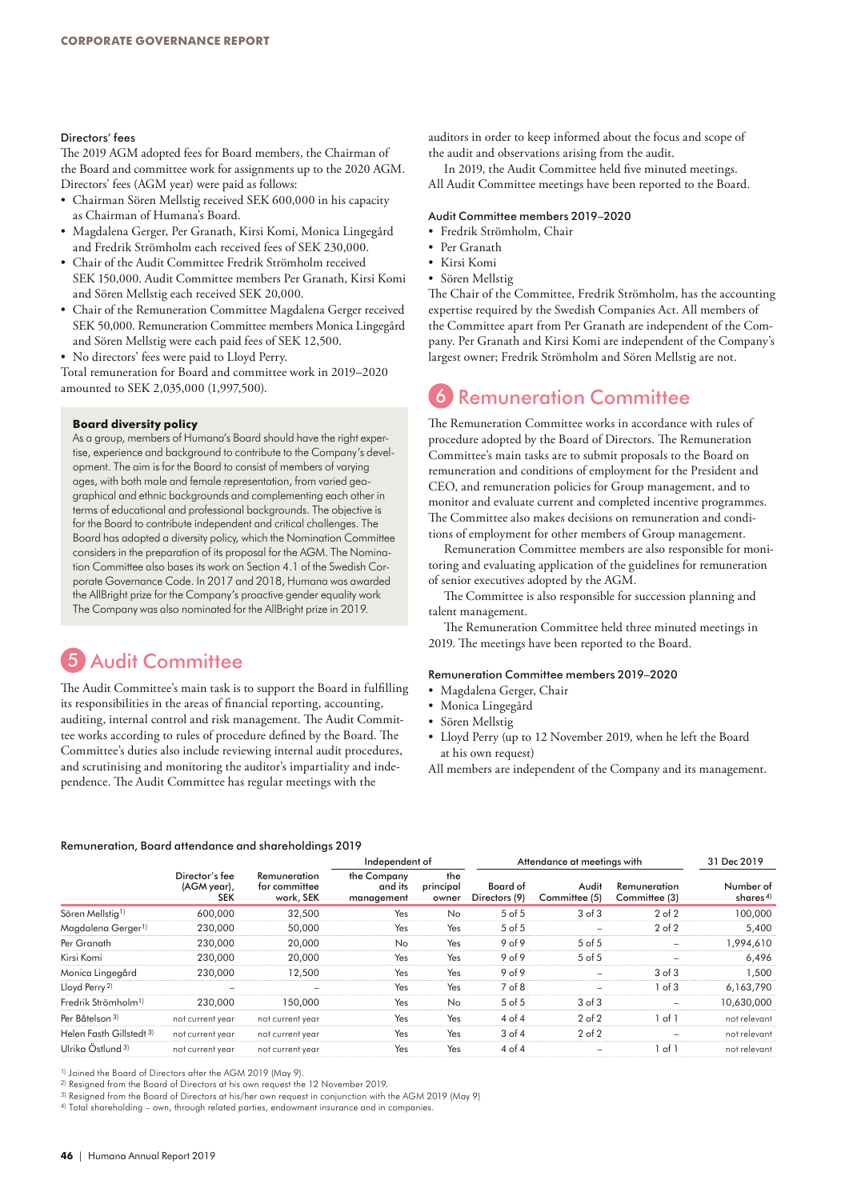### Directors' fees

The 2019 AGM adopted fees for Board members, the Chairman of the Board and committee work for assignments up to the 2020 AGM. Directors' fees (AGM year) were paid as follows:

- Chairman Sören Mellstig received SEK 600,000 in his capacity as Chairman of Humana's Board.
- Magdalena Gerger, Per Granath, Kirsi Komi, Monica Lingegård and Fredrik Strömholm each received fees of SEK 230,000.
- Chair of the Audit Committee Fredrik Strömholm received SEK 150,000. Audit Committee members Per Granath, Kirsi Komi and Sören Mellstig each received SEK 20,000.
- Chair of the Remuneration Committee Magdalena Gerger received SEK 50,000. Remuneration Committee members Monica Lingegård and Sören Mellstig were each paid fees of SEK 12,500.
- No directors' fees were paid to Lloyd Perry.

Total remuneration for Board and committee work in 2019–2020 amounted to SEK 2,035,000 (1,997,500).

**Board diversity policy**

As a group, members of Humana's Board should have the right expertise, experience and background to contribute to the Company's development. The aim is for the Board to consist of members of varying ages, with both male and female representation, from varied geographical and ethnic backgrounds and complementing each other in terms of educational and professional backgrounds. The objective is for the Board to contribute independent and critical challenges. The Board has adopted a diversity policy, which the Nomination Committee considers in the preparation of its proposal for the AGM. The Nomination Committee also bases its work on Section 4.1 of the Swedish Corporate Governance Code. In 2017 and 2018, Humana was awarded the AllBright prize for the Company's proactive gender equality work The Company was also nominated for the AllBright prize in 2019.

## 5 Audit Committee

The Audit Committee's main task is to support the Board in fulfilling its responsibilities in the areas of financial reporting, accounting, auditing, internal control and risk management. The Audit Committee works according to rules of procedure defined by the Board. The Committee's duties also include reviewing internal audit procedures, and scrutinising and monitoring the auditor's impartiality and independence. The Audit Committee has regular meetings with the auditors in order to keep informed about the focus and scope of the audit and observations arising from the audit.

In 2019, the Audit Committee held five minuted meetings. All Audit Committee meetings have been reported to the Board.

### Audit Committee members 2019–2020

- Fredrik Strömholm, Chair
- Per Granath
- Kirsi Komi
- Sören Mellstig

The Chair of the Committee, Fredrik Strömholm, has the accounting expertise required by the Swedish Companies Act. All members of the Committee apart from Per Granath are independent of the Company. Per Granath and Kirsi Komi are independent of the Company's largest owner; Fredrik Strömholm and Sören Mellstig are not.

## 6 Remuneration Committee

The Remuneration Committee works in accordance with rules of procedure adopted by the Board of Directors. The Remuneration Committee's main tasks are to submit proposals to the Board on remuneration and conditions of employment for the President and CEO, and remuneration policies for Group management, and to monitor and evaluate current and completed incentive programmes. The Committee also makes decisions on remuneration and conditions of employment for other members of Group management.

Remuneration Committee members are also responsible for monitoring and evaluating application of the guidelines for remuneration of senior executives adopted by the AGM.

The Committee is also responsible for succession planning and talent management.

The Remuneration Committee held three minuted meetings in 2019. The meetings have been reported to the Board.

### Remuneration Committee members 2019–2020

- Magdalena Gerger, Chair
- Monica Lingegård
- Sören Mellstig
- Lloyd Perry (up to 12 November 2019, when he left the Board at his own request)

All members are independent of the Company and its management.

### Remuneration, Board attendance and shareholdings 2019

| | | | Independent of | | Attendance at meetings with | | | 31 Dec 2019 |
|---|---|---|---|---|---|---|---|---|
| | Director's fee (AGM year), SEK | Remuneration for committee work, SEK | the Company and its management | the principal owner | Board of Directors (9) | Audit Committee (5) | Remuneration Committee (3) | Number of shares[4] |
| Sören Mellstig[1] | 600,000 | 32,500 | Yes | No | 5 of 5 | 3 of 3 | 2 of 2 | 100,000 |
| Magdalena Gerger[1] | 230,000 | 50,000 | Yes | Yes | 5 of 5 | – | 2 of 2 | 5,400 |
| Per Granath | 230,000 | 20,000 | No | Yes | 9 of 9 | 5 of 5 | – | 1,994,610 |
| Kirsi Komi | 230,000 | 20,000 | Yes | Yes | 9 of 9 | 5 of 5 | – | 6,496 |
| Monica Lingegård | 230,000 | 12,500 | Yes | Yes | 9 of 9 | – | 3 of 3 | 1,500 |
| Lloyd Perry[2] | – | – | Yes | Yes | 7 of 8 | – | 1 of 3 | 6,163,790 |
| Fredrik Strömholm[1] | 230,000 | 150,000 | Yes | No | 5 of 5 | 3 of 3 | – | 10,630,000 |
| Per Båtelson[3] | not current year | not current year | Yes | Yes | 4 of 4 | 2 of 2 | 1 of 1 | not relevant |
| Helen Fasth Gillstedt[3] | not current year | not current year | Yes | Yes | 3 of 4 | 2 of 2 | – | not relevant |
| Ulrika Östlund[3] | not current year | not current year | Yes | Yes | 4 of 4 | – | 1 of 1 | not relevant |

[1] Joined the Board of Directors after the AGM 2019 (May 9).
[2] Resigned from the Board of Directors at his own request the 12 November 2019.
[3] Resigned from the Board of Directors at his/her own request in conjunction with the AGM 2019 (May 9)
[4] Total shareholding – own, through related parties, endowment insurance and in companies.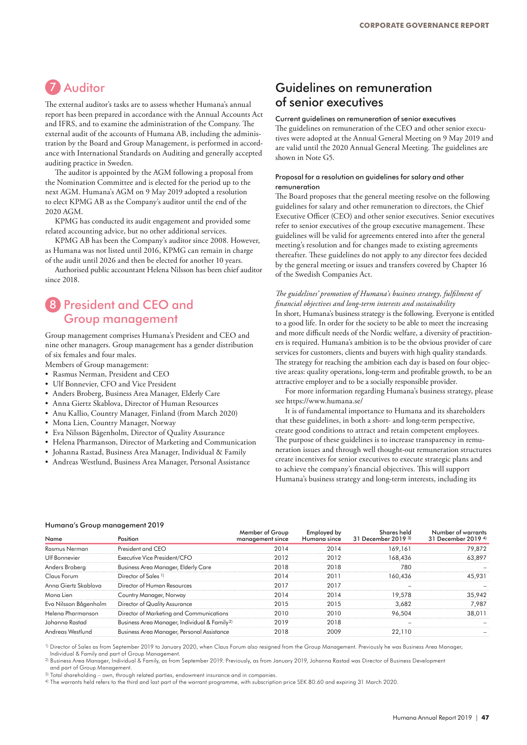## 7 Auditor

The external auditor's tasks are to assess whether Humana's annual report has been prepared in accordance with the Annual Accounts Act and IFRS, and to examine the administration of the Company. The external audit of the accounts of Humana AB, including the administration by the Board and Group Management, is performed in accordance with International Standards on Auditing and generally accepted auditing practice in Sweden.

The auditor is appointed by the AGM following a proposal from the Nomination Committee and is elected for the period up to the next AGM. Humana's AGM on 9 May 2019 adopted a resolution to elect KPMG AB as the Company's auditor until the end of the 2020 AGM.

KPMG has conducted its audit engagement and provided some related accounting advice, but no other additional services.

KPMG AB has been the Company's auditor since 2008. However, as Humana was not listed until 2016, KPMG can remain in charge of the audit until 2026 and then be elected for another 10 years.

Authorised public accountant Helena Nilsson has been chief auditor since 2018.

## 8 President and CEO and Group management

Group management comprises Humana's President and CEO and nine other managers. Group management has a gender distribution of six females and four males.

Members of Group management:

- Rasmus Nerman, President and CEO
- Ulf Bonnevier, CFO and Vice President
- Anders Broberg, Business Area Manager, Elderly Care
- Anna Giertz Skablova, Director of Human Resources
- Anu Kallio, Country Manager, Finland (from March 2020)
- Mona Lien, Country Manager, Norway
- Eva Nilsson Bågenholm, Director of Quality Assurance
- Helena Pharmanson, Director of Marketing and Communication
- Johanna Rastad, Business Area Manager, Individual & Family
- Andreas Westlund, Business Area Manager, Personal Assistance

## Guidelines on remuneration of senior executives

### Current guidelines on remuneration of senior executives

The guidelines on remuneration of the CEO and other senior executives were adopted at the Annual General Meeting on 9 May 2019 and are valid until the 2020 Annual General Meeting. The guidelines are shown in Note G5.

### Proposal for a resolution on guidelines for salary and other remuneration

The Board proposes that the general meeting resolve on the following guidelines for salary and other remuneration to directors, the Chief Executive Officer (CEO) and other senior executives. Senior executives refer to senior executives of the group executive management. These guidelines will be valid for agreements entered into after the general meeting's resolution and for changes made to existing agreements thereafter. These guidelines do not apply to any director fees decided by the general meeting or issues and transfers covered by Chapter 16 of the Swedish Companies Act.

*The guidelines' promotion of Humana's business strategy, fulfilment of financial objectives and long-term interests and sustainability*

In short, Humana's business strategy is the following. Everyone is entitled to a good life. In order for the society to be able to meet the increasing and more difficult needs of the Nordic welfare, a diversity of practitioners is required. Humana's ambition is to be the obvious provider of care services for customers, clients and buyers with high quality standards. The strategy for reaching the ambition each day is based on four objective areas: quality operations, long-term and profitable growth, to be an attractive employer and to be a socially responsible provider.

For more information regarding Humana's business strategy, please see https://www.humana.se/

It is of fundamental importance to Humana and its shareholders that these guidelines, in both a short- and long-term perspective, create good conditions to attract and retain competent employees. The purpose of these guidelines is to increase transparency in remuneration issues and through well thought-out remuneration structures create incentives for senior executives to execute strategic plans and to achieve the company's financial objectives. This will support Humana's business strategy and long-term interests, including its

### Humana's Group management 2019

| Name | Position | Member of Group management since | Employed by Humana since | Shares held 31 December 2019 [3] | Number of warrants 31 December 2019 [4] |
|---|---|---|---|---|---|
| Rasmus Nerman | President and CEO | 2014 | 2014 | 169,161 | 79,872 |
| Ulf Bonnevier | Executive Vice President/CFO | 2012 | 2012 | 168,436 | 63,897 |
| Anders Broberg | Business Area Manager, Elderly Care | 2018 | 2018 | 780 | – |
| Claus Forum | Director of Sales [1] | 2014 | 2011 | 160,436 | 45,931 |
| Anna Giertz Skablova | Director of Human Resources | 2017 | 2017 | – | – |
| Mona Lien | Country Manager, Norway | 2014 | 2014 | 19,578 | 35,942 |
| Eva Nilsson Bågenholm | Director of Quality Assurance | 2015 | 2015 | 3,682 | 7,987 |
| Helena Pharmanson | Director of Marketing and Communications | 2010 | 2010 | 96,504 | 38,011 |
| Johanna Rastad | Business Area Manager, Individual & Family [2] | 2019 | 2018 | – | – |
| Andreas Westlund | Business Area Manager, Personal Assistance | 2018 | 2009 | 22,110 | – |

[1] Director of Sales as from September 2019 to January 2020, when Claus Forum also resigned from the Group Management. Previously he was Business Area Manager, Individual & Family and part of Group Management.

[2] Business Area Manager, Individual & Family, as from September 2019. Previously, as from January 2019, Johanna Rastad was Director of Business Development and part of Group Management.

[3] Total shareholding – own, through related parties, endowment insurance and in companies.

[4] The warrants held refers to the third and last part of the warrant programme, with subscription price SEK 80.60 and expiring 31 March 2020.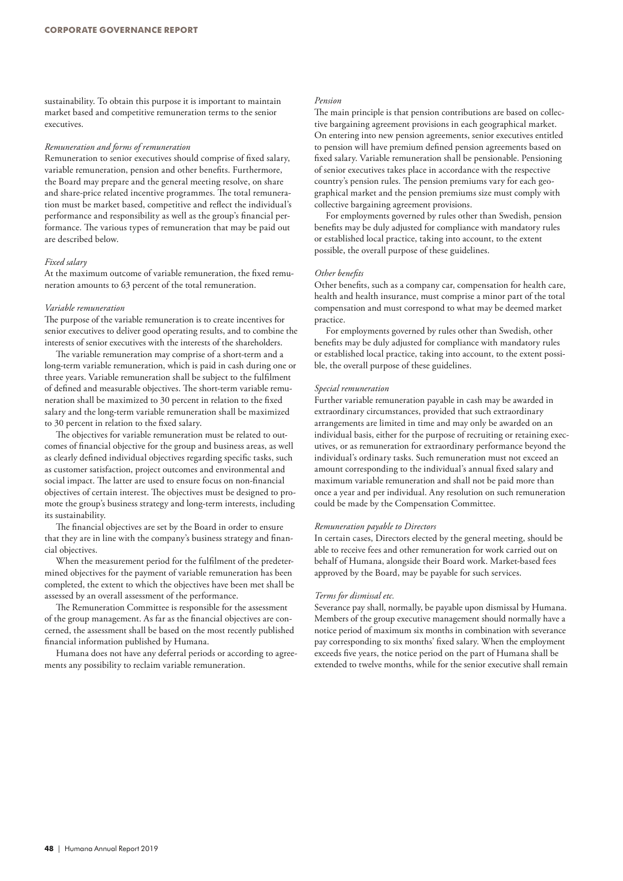sustainability. To obtain this purpose it is important to maintain market based and competitive remuneration terms to the senior executives.

*Remuneration and forms of remuneration*

Remuneration to senior executives should comprise of fixed salary, variable remuneration, pension and other benefits. Furthermore, the Board may prepare and the general meeting resolve, on share and share-price related incentive programmes. The total remuneration must be market based, competitive and reflect the individual's performance and responsibility as well as the group's financial performance. The various types of remuneration that may be paid out are described below.

*Fixed salary*

At the maximum outcome of variable remuneration, the fixed remuneration amounts to 63 percent of the total remuneration.

*Variable remuneration*

The purpose of the variable remuneration is to create incentives for senior executives to deliver good operating results, and to combine the interests of senior executives with the interests of the shareholders.

The variable remuneration may comprise of a short-term and a long-term variable remuneration, which is paid in cash during one or three years. Variable remuneration shall be subject to the fulfilment of defined and measurable objectives. The short-term variable remuneration shall be maximized to 30 percent in relation to the fixed salary and the long-term variable remuneration shall be maximized to 30 percent in relation to the fixed salary.

The objectives for variable remuneration must be related to outcomes of financial objective for the group and business areas, as well as clearly defined individual objectives regarding specific tasks, such as customer satisfaction, project outcomes and environmental and social impact. The latter are used to ensure focus on non-financial objectives of certain interest. The objectives must be designed to promote the group's business strategy and long-term interests, including its sustainability.

The financial objectives are set by the Board in order to ensure that they are in line with the company's business strategy and financial objectives.

When the measurement period for the fulfilment of the predetermined objectives for the payment of variable remuneration has been completed, the extent to which the objectives have been met shall be assessed by an overall assessment of the performance.

The Remuneration Committee is responsible for the assessment of the group management. As far as the financial objectives are concerned, the assessment shall be based on the most recently published financial information published by Humana.

Humana does not have any deferral periods or according to agreements any possibility to reclaim variable remuneration.

*Pension*

The main principle is that pension contributions are based on collective bargaining agreement provisions in each geographical market. On entering into new pension agreements, senior executives entitled to pension will have premium defined pension agreements based on fixed salary. Variable remuneration shall be pensionable. Pensioning of senior executives takes place in accordance with the respective country's pension rules. The pension premiums vary for each geographical market and the pension premiums size must comply with collective bargaining agreement provisions.

For employments governed by rules other than Swedish, pension benefits may be duly adjusted for compliance with mandatory rules or established local practice, taking into account, to the extent possible, the overall purpose of these guidelines.

*Other benefits*

Other benefits, such as a company car, compensation for health care, health and health insurance, must comprise a minor part of the total compensation and must correspond to what may be deemed market practice.

For employments governed by rules other than Swedish, other benefits may be duly adjusted for compliance with mandatory rules or established local practice, taking into account, to the extent possible, the overall purpose of these guidelines.

*Special remuneration*

Further variable remuneration payable in cash may be awarded in extraordinary circumstances, provided that such extraordinary arrangements are limited in time and may only be awarded on an individual basis, either for the purpose of recruiting or retaining executives, or as remuneration for extraordinary performance beyond the individual's ordinary tasks. Such remuneration must not exceed an amount corresponding to the individual's annual fixed salary and maximum variable remuneration and shall not be paid more than once a year and per individual. Any resolution on such remuneration could be made by the Compensation Committee.

*Remuneration payable to Directors*

In certain cases, Directors elected by the general meeting, should be able to receive fees and other remuneration for work carried out on behalf of Humana, alongside their Board work. Market-based fees approved by the Board, may be payable for such services.

*Terms for dismissal etc.*

Severance pay shall, normally, be payable upon dismissal by Humana. Members of the group executive management should normally have a notice period of maximum six months in combination with severance pay corresponding to six months' fixed salary. When the employment exceeds five years, the notice period on the part of Humana shall be extended to twelve months, while for the senior executive shall remain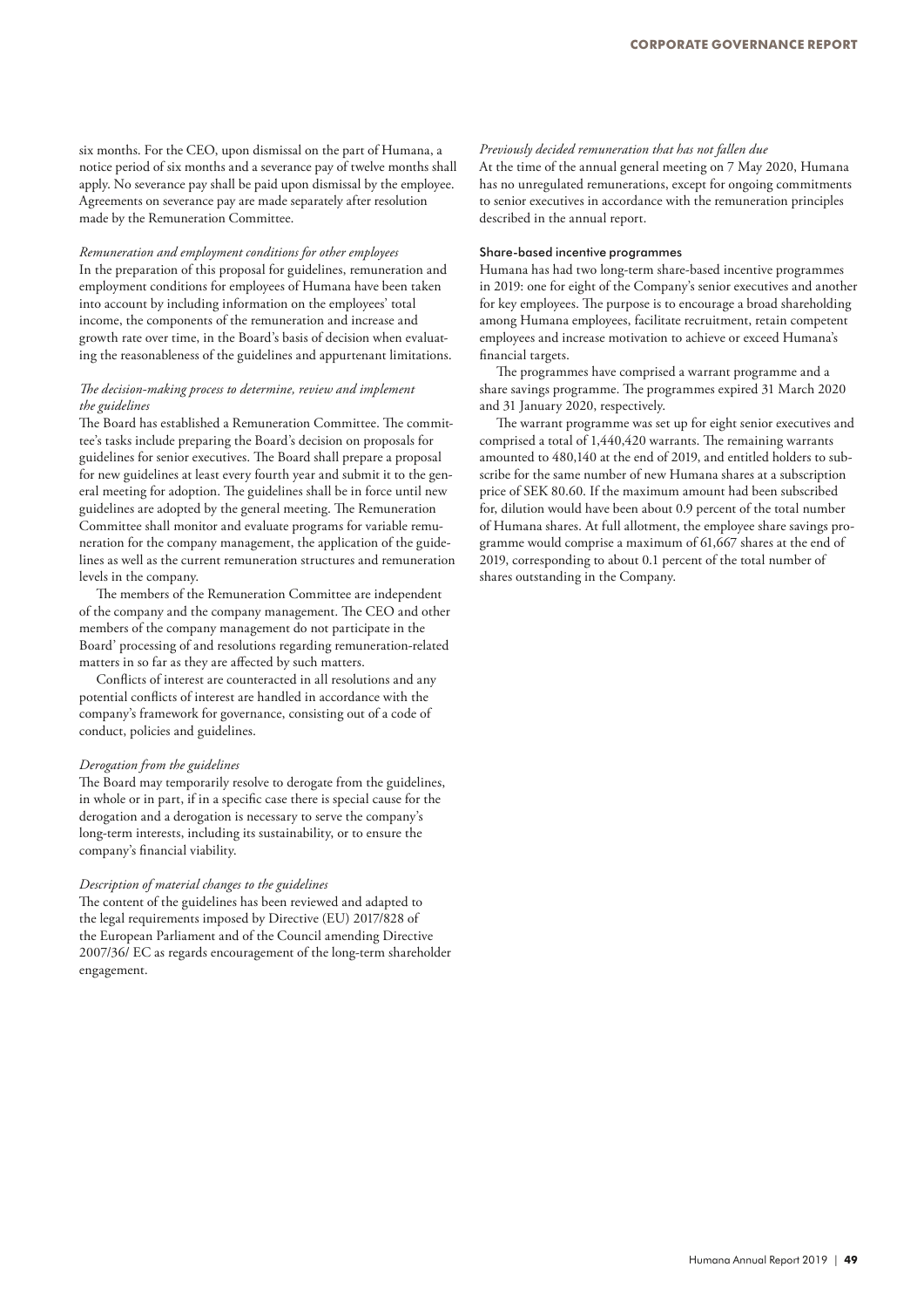six months. For the CEO, upon dismissal on the part of Humana, a notice period of six months and a severance pay of twelve months shall apply. No severance pay shall be paid upon dismissal by the employee. Agreements on severance pay are made separately after resolution made by the Remuneration Committee.

*Remuneration and employment conditions for other employees*

In the preparation of this proposal for guidelines, remuneration and employment conditions for employees of Humana have been taken into account by including information on the employees' total income, the components of the remuneration and increase and growth rate over time, in the Board's basis of decision when evaluating the reasonableness of the guidelines and appurtenant limitations.

*The decision-making process to determine, review and implement the guidelines*

The Board has established a Remuneration Committee. The committee's tasks include preparing the Board's decision on proposals for guidelines for senior executives. The Board shall prepare a proposal for new guidelines at least every fourth year and submit it to the general meeting for adoption. The guidelines shall be in force until new guidelines are adopted by the general meeting. The Remuneration Committee shall monitor and evaluate programs for variable remuneration for the company management, the application of the guidelines as well as the current remuneration structures and remuneration levels in the company.

The members of the Remuneration Committee are independent of the company and the company management. The CEO and other members of the company management do not participate in the Board' processing of and resolutions regarding remuneration-related matters in so far as they are affected by such matters.

Conflicts of interest are counteracted in all resolutions and any potential conflicts of interest are handled in accordance with the company's framework for governance, consisting out of a code of conduct, policies and guidelines.

*Derogation from the guidelines*

The Board may temporarily resolve to derogate from the guidelines, in whole or in part, if in a specific case there is special cause for the derogation and a derogation is necessary to serve the company's long-term interests, including its sustainability, or to ensure the company's financial viability.

*Description of material changes to the guidelines*

The content of the guidelines has been reviewed and adapted to the legal requirements imposed by Directive (EU) 2017/828 of the European Parliament and of the Council amending Directive 2007/36/ EC as regards encouragement of the long-term shareholder engagement.

*Previously decided remuneration that has not fallen due*

At the time of the annual general meeting on 7 May 2020, Humana has no unregulated remunerations, except for ongoing commitments to senior executives in accordance with the remuneration principles described in the annual report.

#### Share-based incentive programmes

Humana has had two long-term share-based incentive programmes in 2019: one for eight of the Company's senior executives and another for key employees. The purpose is to encourage a broad shareholding among Humana employees, facilitate recruitment, retain competent employees and increase motivation to achieve or exceed Humana's financial targets.

The programmes have comprised a warrant programme and a share savings programme. The programmes expired 31 March 2020 and 31 January 2020, respectively.

The warrant programme was set up for eight senior executives and comprised a total of 1,440,420 warrants. The remaining warrants amounted to 480,140 at the end of 2019, and entitled holders to subscribe for the same number of new Humana shares at a subscription price of SEK 80.60. If the maximum amount had been subscribed for, dilution would have been about 0.9 percent of the total number of Humana shares. At full allotment, the employee share savings programme would comprise a maximum of 61,667 shares at the end of 2019, corresponding to about 0.1 percent of the total number of shares outstanding in the Company.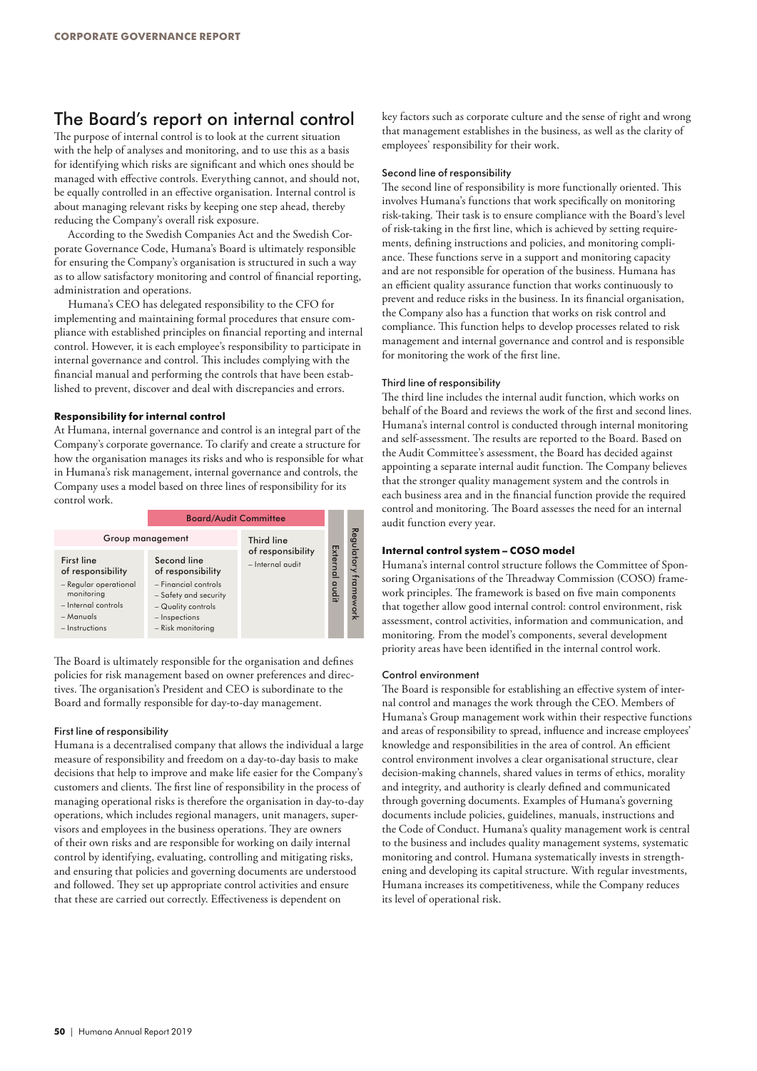## The Board's report on internal control

The purpose of internal control is to look at the current situation with the help of analyses and monitoring, and to use this as a basis for identifying which risks are significant and which ones should be managed with effective controls. Everything cannot, and should not, be equally controlled in an effective organisation. Internal control is about managing relevant risks by keeping one step ahead, thereby reducing the Company's overall risk exposure.

According to the Swedish Companies Act and the Swedish Corporate Governance Code, Humana's Board is ultimately responsible for ensuring the Company's organisation is structured in such a way as to allow satisfactory monitoring and control of financial reporting, administration and operations.

Humana's CEO has delegated responsibility to the CFO for implementing and maintaining formal procedures that ensure compliance with established principles on financial reporting and internal control. However, it is each employee's responsibility to participate in internal governance and control. This includes complying with the financial manual and performing the controls that have been established to prevent, discover and deal with discrepancies and errors.

### Responsibility for internal control

At Humana, internal governance and control is an integral part of the Company's corporate governance. To clarify and create a structure for how the organisation manages its risks and who is responsible for what in Humana's risk management, internal governance and controls, the Company uses a model based on three lines of responsibility for its control work.

| Board/Audit Committee | | | | |
|---|---|---|---|---|
| Group management | | Third line of responsibility | External audit | Regulatory framework |
| First line of responsibility<br>– Regular operational monitoring<br>– Internal controls<br>– Manuals<br>– Instructions | Second line of responsibility<br>– Financial controls<br>– Safety and security<br>– Quality controls<br>– Inspections<br>– Risk monitoring | – Internal audit | | |

The Board is ultimately responsible for the organisation and defines policies for risk management based on owner preferences and directives. The organisation's President and CEO is subordinate to the Board and formally responsible for day-to-day management.

#### First line of responsibility

Humana is a decentralised company that allows the individual a large measure of responsibility and freedom on a day-to-day basis to make decisions that help to improve and make life easier for the Company's customers and clients. The first line of responsibility in the process of managing operational risks is therefore the organisation in day-to-day operations, which includes regional managers, unit managers, supervisors and employees in the business operations. They are owners of their own risks and are responsible for working on daily internal control by identifying, evaluating, controlling and mitigating risks, and ensuring that policies and governing documents are understood and followed. They set up appropriate control activities and ensure that these are carried out correctly. Effectiveness is dependent on key factors such as corporate culture and the sense of right and wrong that management establishes in the business, as well as the clarity of employees' responsibility for their work.

#### Second line of responsibility

The second line of responsibility is more functionally oriented. This involves Humana's functions that work specifically on monitoring risk-taking. Their task is to ensure compliance with the Board's level of risk-taking in the first line, which is achieved by setting requirements, defining instructions and policies, and monitoring compliance. These functions serve in a support and monitoring capacity and are not responsible for operation of the business. Humana has an efficient quality assurance function that works continuously to prevent and reduce risks in the business. In its financial organisation, the Company also has a function that works on risk control and compliance. This function helps to develop processes related to risk management and internal governance and control and is responsible for monitoring the work of the first line.

#### Third line of responsibility

The third line includes the internal audit function, which works on behalf of the Board and reviews the work of the first and second lines. Humana's internal control is conducted through internal monitoring and self-assessment. The results are reported to the Board. Based on the Audit Committee's assessment, the Board has decided against appointing a separate internal audit function. The Company believes that the stronger quality management system and the controls in each business area and in the financial function provide the required control and monitoring. The Board assesses the need for an internal audit function every year.

### Internal control system – COSO model

Humana's internal control structure follows the Committee of Sponsoring Organisations of the Threadway Commission (COSO) framework principles. The framework is based on five main components that together allow good internal control: control environment, risk assessment, control activities, information and communication, and monitoring. From the model's components, several development priority areas have been identified in the internal control work.

#### Control environment

The Board is responsible for establishing an effective system of internal control and manages the work through the CEO. Members of Humana's Group management work within their respective functions and areas of responsibility to spread, influence and increase employees' knowledge and responsibilities in the area of control. An efficient control environment involves a clear organisational structure, clear decision-making channels, shared values in terms of ethics, morality and integrity, and authority is clearly defined and communicated through governing documents. Examples of Humana's governing documents include policies, guidelines, manuals, instructions and the Code of Conduct. Humana's quality management work is central to the business and includes quality management systems, systematic monitoring and control. Humana systematically invests in strengthening and developing its capital structure. With regular investments, Humana increases its competitiveness, while the Company reduces its level of operational risk.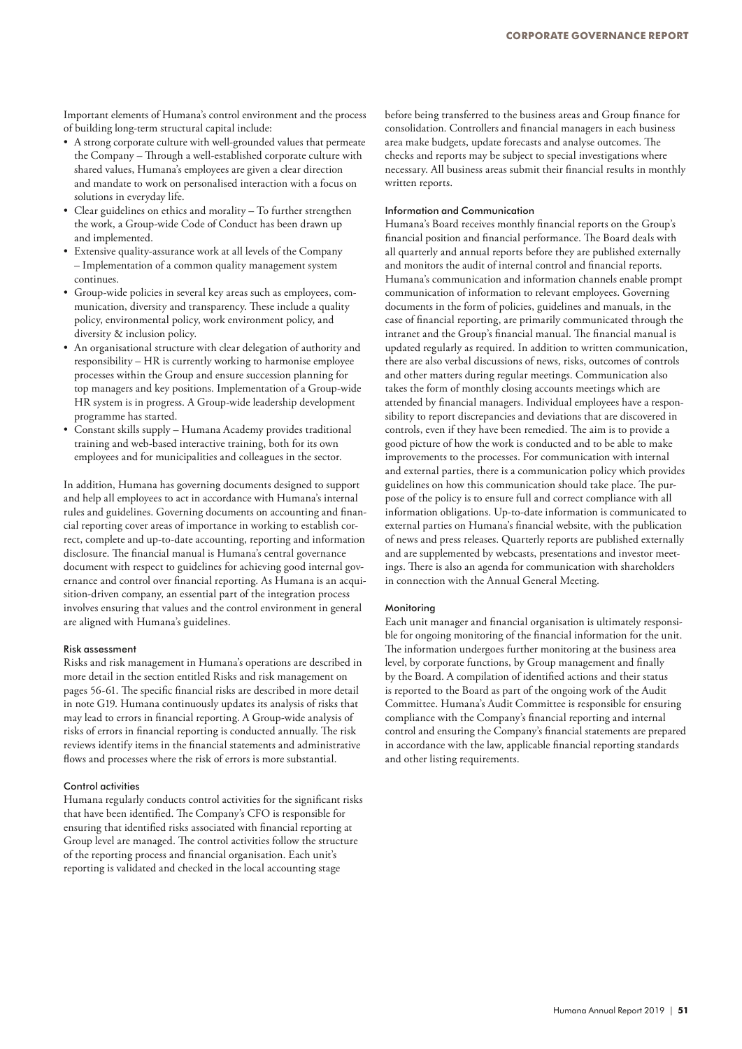Important elements of Humana's control environment and the process of building long-term structural capital include:

- A strong corporate culture with well-grounded values that permeate the Company – Through a well-established corporate culture with shared values, Humana's employees are given a clear direction and mandate to work on personalised interaction with a focus on solutions in everyday life.
- Clear guidelines on ethics and morality – To further strengthen the work, a Group-wide Code of Conduct has been drawn up and implemented.
- Extensive quality-assurance work at all levels of the Company – Implementation of a common quality management system continues.
- Group-wide policies in several key areas such as employees, communication, diversity and transparency. These include a quality policy, environmental policy, work environment policy, and diversity & inclusion policy.
- An organisational structure with clear delegation of authority and responsibility – HR is currently working to harmonise employee processes within the Group and ensure succession planning for top managers and key positions. Implementation of a Group-wide HR system is in progress. A Group-wide leadership development programme has started.
- Constant skills supply – Humana Academy provides traditional training and web-based interactive training, both for its own employees and for municipalities and colleagues in the sector.

In addition, Humana has governing documents designed to support and help all employees to act in accordance with Humana's internal rules and guidelines. Governing documents on accounting and financial reporting cover areas of importance in working to establish correct, complete and up-to-date accounting, reporting and information disclosure. The financial manual is Humana's central governance document with respect to guidelines for achieving good internal governance and control over financial reporting. As Humana is an acquisition-driven company, an essential part of the integration process involves ensuring that values and the control environment in general are aligned with Humana's guidelines.

#### Risk assessment

Risks and risk management in Humana's operations are described in more detail in the section entitled Risks and risk management on pages 56-61. The specific financial risks are described in more detail in note G19. Humana continuously updates its analysis of risks that may lead to errors in financial reporting. A Group-wide analysis of risks of errors in financial reporting is conducted annually. The risk reviews identify items in the financial statements and administrative flows and processes where the risk of errors is more substantial.

#### Control activities

Humana regularly conducts control activities for the significant risks that have been identified. The Company's CFO is responsible for ensuring that identified risks associated with financial reporting at Group level are managed. The control activities follow the structure of the reporting process and financial organisation. Each unit's reporting is validated and checked in the local accounting stage before being transferred to the business areas and Group finance for consolidation. Controllers and financial managers in each business area make budgets, update forecasts and analyse outcomes. The checks and reports may be subject to special investigations where necessary. All business areas submit their financial results in monthly written reports.

#### Information and Communication

Humana's Board receives monthly financial reports on the Group's financial position and financial performance. The Board deals with all quarterly and annual reports before they are published externally and monitors the audit of internal control and financial reports. Humana's communication and information channels enable prompt communication of information to relevant employees. Governing documents in the form of policies, guidelines and manuals, in the case of financial reporting, are primarily communicated through the intranet and the Group's financial manual. The financial manual is updated regularly as required. In addition to written communication, there are also verbal discussions of news, risks, outcomes of controls and other matters during regular meetings. Communication also takes the form of monthly closing accounts meetings which are attended by financial managers. Individual employees have a responsibility to report discrepancies and deviations that are discovered in controls, even if they have been remedied. The aim is to provide a good picture of how the work is conducted and to be able to make improvements to the processes. For communication with internal and external parties, there is a communication policy which provides guidelines on how this communication should take place. The purpose of the policy is to ensure full and correct compliance with all information obligations. Up-to-date information is communicated to external parties on Humana's financial website, with the publication of news and press releases. Quarterly reports are published externally and are supplemented by webcasts, presentations and investor meetings. There is also an agenda for communication with shareholders in connection with the Annual General Meeting.

#### Monitoring

Each unit manager and financial organisation is ultimately responsible for ongoing monitoring of the financial information for the unit. The information undergoes further monitoring at the business area level, by corporate functions, by Group management and finally by the Board. A compilation of identified actions and their status is reported to the Board as part of the ongoing work of the Audit Committee. Humana's Audit Committee is responsible for ensuring compliance with the Company's financial reporting and internal control and ensuring the Company's financial statements are prepared in accordance with the law, applicable financial reporting standards and other listing requirements.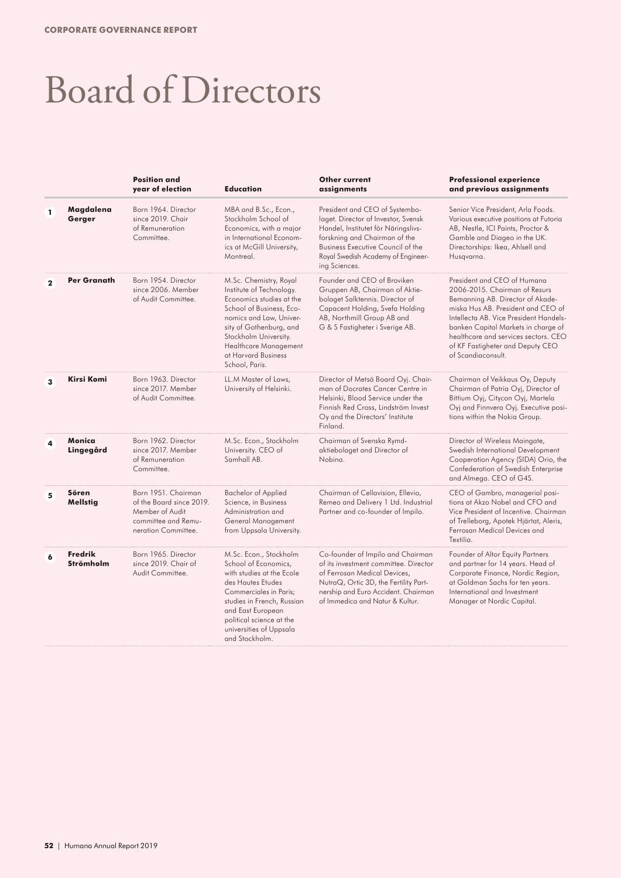**CORPORATE GOVERNANCE REPORT**

# Board of Directors

| | | Position and year of election | Education | Other current assignments | Professional experience and previous assignments |
|---|---|---|---|---|---|
| 1 | **Magdalena Gerger** | Born 1964. Director since 2019. Chair of Remuneration Committee. | MBA and B.Sc., Econ., Stockholm School of Economics, with a major in International Economics at McGill University, Montreal. | President and CEO of Systembolaget. Director of Investor, Svensk Handel, Institutet för Näringslivsforskning and Chairman of the Business Executive Council of the Royal Swedish Academy of Engineering Sciences. | Senior Vice President, Arla Foods. Various executive positions at Futoria AB, Nestle, ICI Paints, Proctor & Gamble and Diageo in the UK. Directorships: Ikea, Ahlsell and Husqvarna. |
| 2 | **Per Granath** | Born 1954. Director since 2006. Member of Audit Committee. | M.Sc. Chemistry, Royal Institute of Technology. Economics studies at the School of Business, Economics and Law, University of Gothenburg, and Stockholm University. Healthcare Management at Harvard Business School, Paris. | Founder and CEO of Broviken Gruppen AB, Chairman of Aktiebolaget Salktennis. Director of Capacent Holding, Svefa Holding AB, Northmill Group AB and G & S Fastigheter i Sverige AB. | President and CEO of Humana 2006-2015. Chairman of Resurs Bemanning AB. Director of Akademiska Hus AB. President and CEO of Intellecta AB. Vice President Handelsbanken Capital Markets in charge of healthcare and services sectors. CEO of KF Fastigheter and Deputy CEO of Scandiaconsult. |
| 3 | **Kirsi Komi** | Born 1963. Director since 2017. Member of Audit Committee. | LL.M Master of Laws, University of Helsinki. | Director of Metsä Board Oyj. Chairman of Docrates Cancer Centre in Helsinki, Blood Service under the Finnish Red Cross, Lindström Invest Oy and the Directors' Institute Finland. | Chairman of Veikkaus Oy, Deputy Chairman of Patria Oyj, Director of Bittium Oyj, Citycon Oyj, Martela Oyj and Finnvera Oyj. Executive positions within the Nokia Group. |
| 4 | **Monica Lingegård** | Born 1962. Director since 2017. Member of Remuneration Committee. | M.Sc. Econ., Stockholm University. CEO of Samhall AB. | Chairman of Svenska Rymdaktiebolaget and Director of Nobina. | Director of Wireless Maingate, Swedish International Development Cooperation Agency (SIDA) Orio, the Confederation of Swedish Enterprise and Almega. CEO of G4S. |
| 5 | **Sören Mellstig** | Born 1951. Chairman of the Board since 2019. Member of Audit committee and Remuneration Committee. | Bachelor of Applied Science, in Business Administration and General Management from Uppsala University. | Chairman of Cellavision, Ellevio, Remeo and Delivery 1 Ltd. Industrial Partner and co-founder of Impilo. | CEO of Gambro, managerial positions at Akzo Nobel and CFO and Vice President of Incentive. Chairman of Trelleborg, Apotek Hjärtat, Aleris, Ferrosan Medical Devices and Textilia. |
| 6 | **Fredrik Strömholm** | Born 1965. Director since 2019. Chair of Audit Committee. | M.Sc. Econ., Stockholm School of Economics, with studies at the Ecole des Hautes Etudes Commerciales in Paris; studies in French, Russian and East European political science at the universities of Uppsala and Stockholm. | Co-founder of Impilo and Chairman of its investment committee. Director of Ferrosan Medical Devices, NutraQ, Ortic 3D, the Fertility Partnership and Euro Accident. Chairman of Immedica and Natur & Kultur. | Founder of Altor Equity Partners and partner for 14 years. Head of Corporate Finance, Nordic Region, at Goldman Sachs for ten years. International and Investment Manager at Nordic Capital. |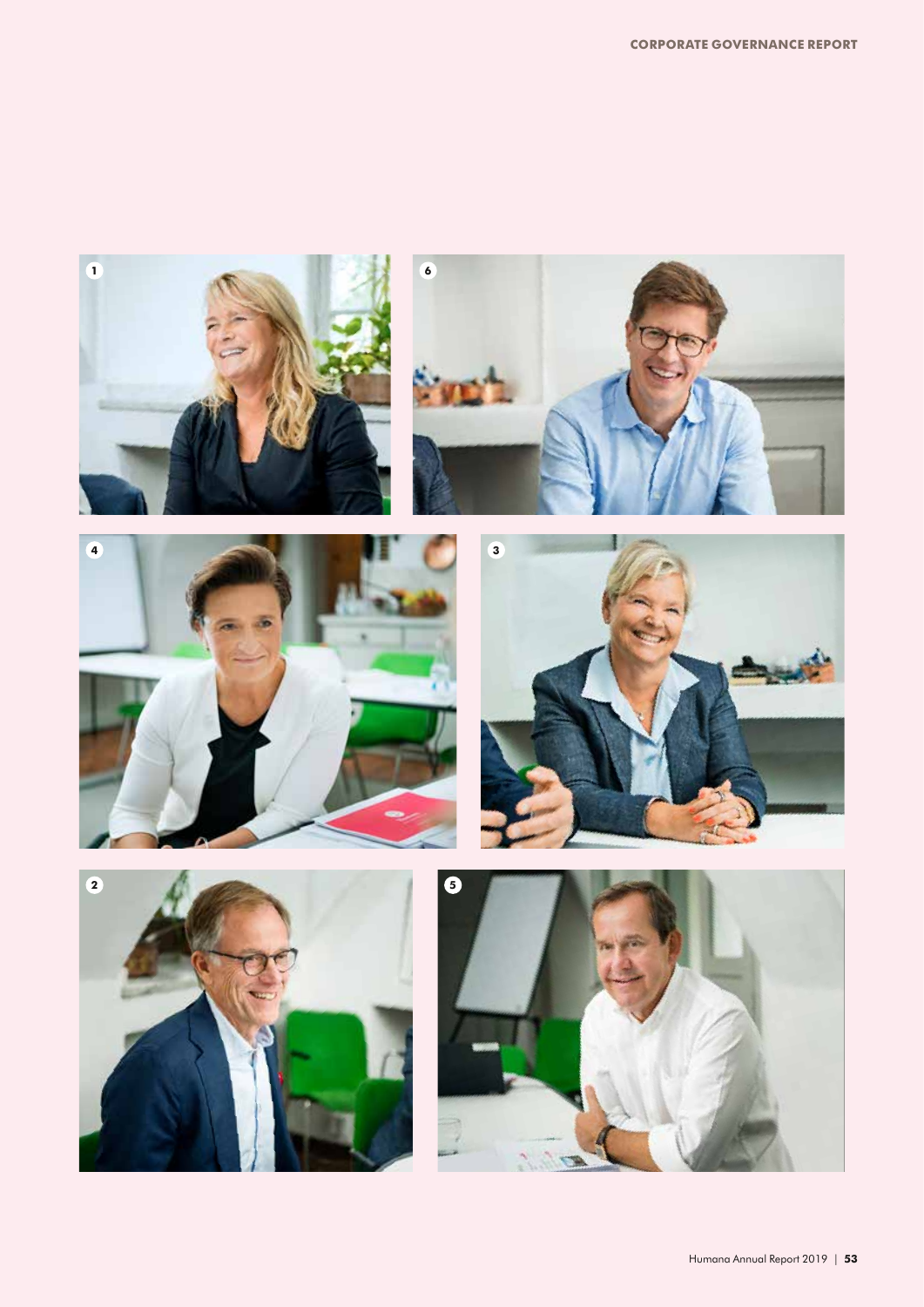1

6

4

3

2

5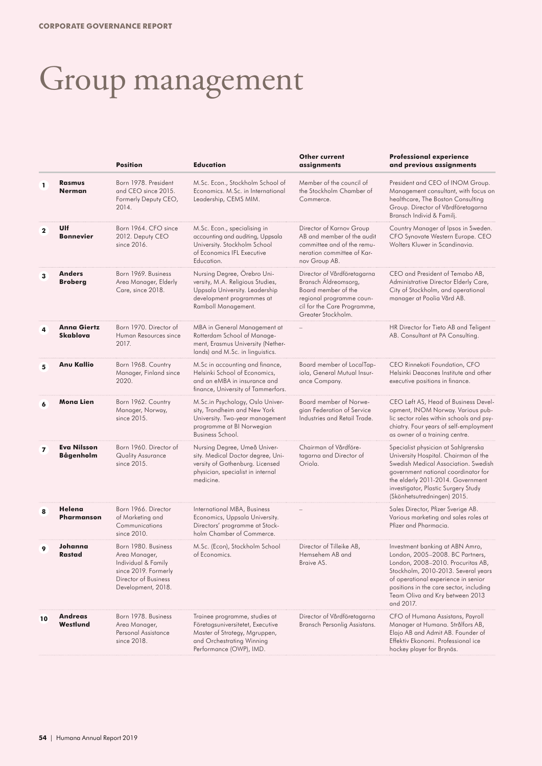CORPORATE GOVERNANCE REPORT

# Group management

| | | Position | Education | Other current assignments | Professional experience and previous assignments |
|---|---|---|---|---|---|
| 1 | **Rasmus Nerman** | Born 1978. President and CEO since 2015. Formerly Deputy CEO, 2014. | M.Sc. Econ., Stockholm School of Economics. M.Sc. in International Leadership, CEMS MIM. | Member of the council of the Stockholm Chamber of Commerce. | President and CEO of INOM Group. Management consultant, with focus on healthcare, The Boston Consulting Group. Director of Vårdföretagarna Bransch Individ & Familj. |
| 2 | **Ulf Bonnevier** | Born 1964. CFO since 2012. Deputy CEO since 2016. | M.Sc. Econ., specialising in accounting and auditing, Uppsala University. Stockholm School of Economics IFL Executive Education. | Director of Karnov Group AB and member of the audit committee and of the remuneration committee of Karnov Group AB. | Country Manager of Ipsos in Sweden. CFO Synovate Western Europe. CEO Wolters Kluwer in Scandinavia. |
| 3 | **Anders Broberg** | Born 1969. Business Area Manager, Elderly Care, since 2018. | Nursing Degree, Örebro University, M.A. Religious Studies, Uppsala University. Leadership development programmes at Ramboll Management. | Director of Vårdföretagarna Bransch Äldreomsorg, Board member of the regional programme council for the Care Programme, Greater Stockholm. | CEO and President of Temabo AB, Administrative Director Elderly Care, City of Stockholm, and operational manager at Poolia Vård AB. |
| 4 | **Anna Giertz Skablova** | Born 1970. Director of Human Resources since 2017. | MBA in General Management at Rotterdam School of Management, Erasmus University (Netherlands) and M.Sc. in linguistics. | – | HR Director for Tieto AB and Teligent AB. Consultant at PA Consulting. |
| 5 | **Anu Kallio** | Born 1968. Country Manager, Finland since 2020. | M.Sc in accounting and finance, Helsinki School of Economics, and an eMBA in insurance and finance, University of Tammerfors. | Board member of LocalTapiola, General Mutual Insurance Company. | CEO Rinnekoti Foundation, CFO Helsinki Deacones Institute and other executive positions in finance. |
| 6 | **Mona Lien** | Born 1962. Country Manager, Norway, since 2015. | M.Sc.in Psychology, Oslo University, Trondheim and New York University. Two-year management programme at BI Norwegian Business School. | Board member of Norwegian Federation of Service Industries and Retail Trade. | CEO Løft AS, Head of Business Development, INOM Norway. Various public sector roles within schools and psychiatry. Four years of self-employment as owner of a training centre. |
| 7 | **Eva Nilsson Bågenholm** | Born 1960. Director of Quality Assurance since 2015. | Nursing Degree, Umeå University. Medical Doctor degree, University of Gothenburg. Licensed physician, specialist in internal medicine. | Chairman of Vårdföretagarna and Director of Oriola. | Specialist physician at Sahlgrenska University Hospital. Chairman of the Swedish Medical Association. Swedish government national coordinator for the elderly 2011-2014. Government investigator, Plastic Surgery Study (Skönhetsutredningen) 2015. |
| 8 | **Helena Pharmanson** | Born 1966. Director of Marketing and Communications since 2010. | International MBA, Business Economics, Uppsala University. Directors' programme at Stockholm Chamber of Commerce. | – | Sales Director, Pfizer Sverige AB. Various marketing and sales roles at Pfizer and Pharmacia. |
| 9 | **Johanna Rastad** | Born 1980. Business Area Manager, Individual & Family since 2019. Formerly Director of Business Development, 2018. | M.Sc. (Econ), Stockholm School of Economics. | Director of Tilleike AB, Hemsehem AB and Braive AS. | Investment banking at ABN Amro, London, 2005–2008. BC Partners, London, 2008–2010. Procuritas AB, Stockholm, 2010-2013. Several years of operational experience in senior positions in the care sector, including Team Oliva and Kry between 2013 and 2017. |
| 10 | **Andreas Westlund** | Born 1978. Business Area Manager, Personal Assistance since 2018. | Trainee programme, studies at Företagsuniversitetet, Executive Master of Strategy, Mgruppen, and Orchestrating Winning Performance (OWP), IMD. | Director of Vårdföretagarna Bransch Personlig Assistans. | CFO of Humana Assistans, Payroll Manager at Humana. Strålfors AB, Elajo AB and Admit AB. Founder of Effektiv Ekonomi. Professional ice hockey player for Brynäs. |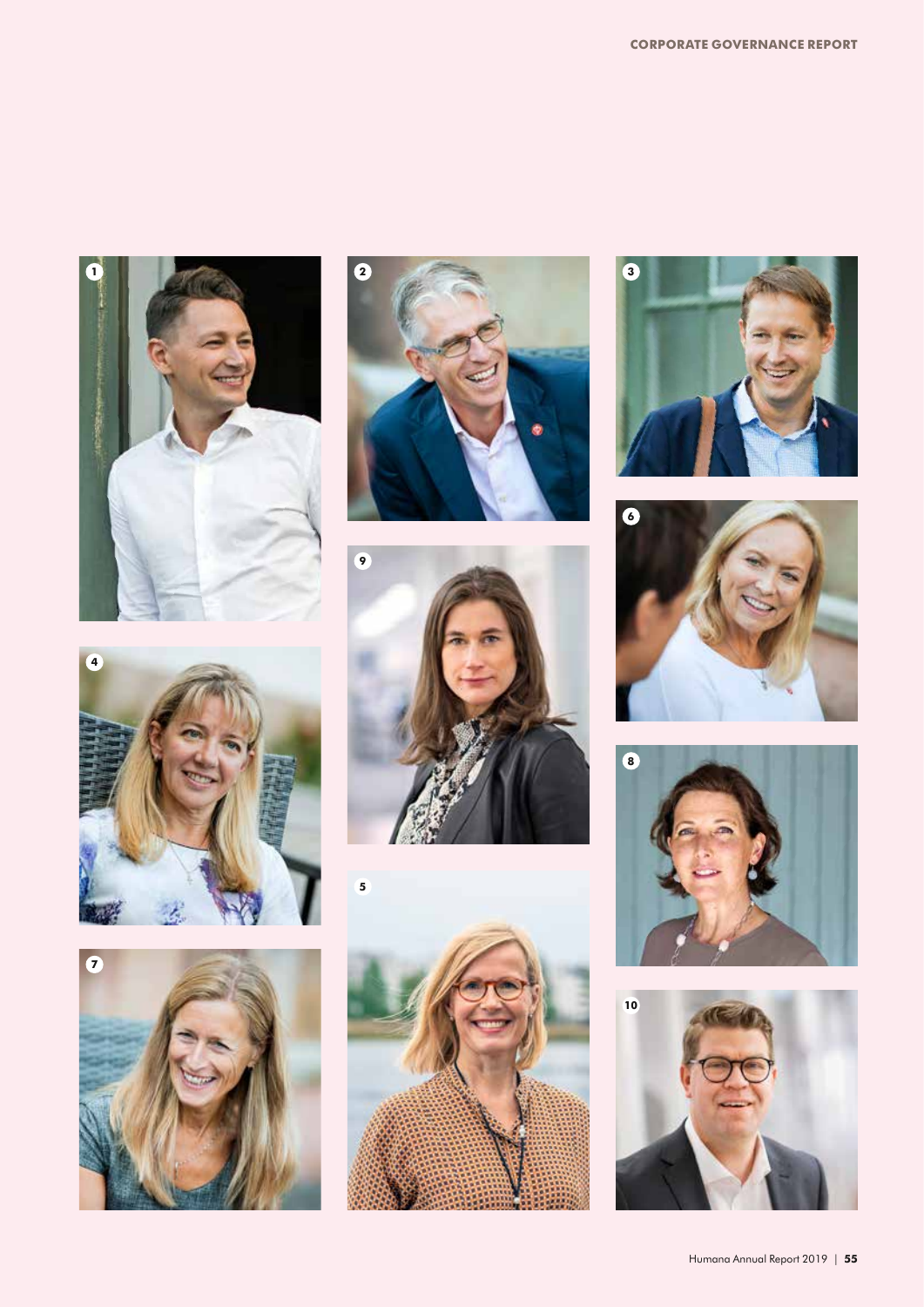1

2

3

9

6

4

8

5

7

10